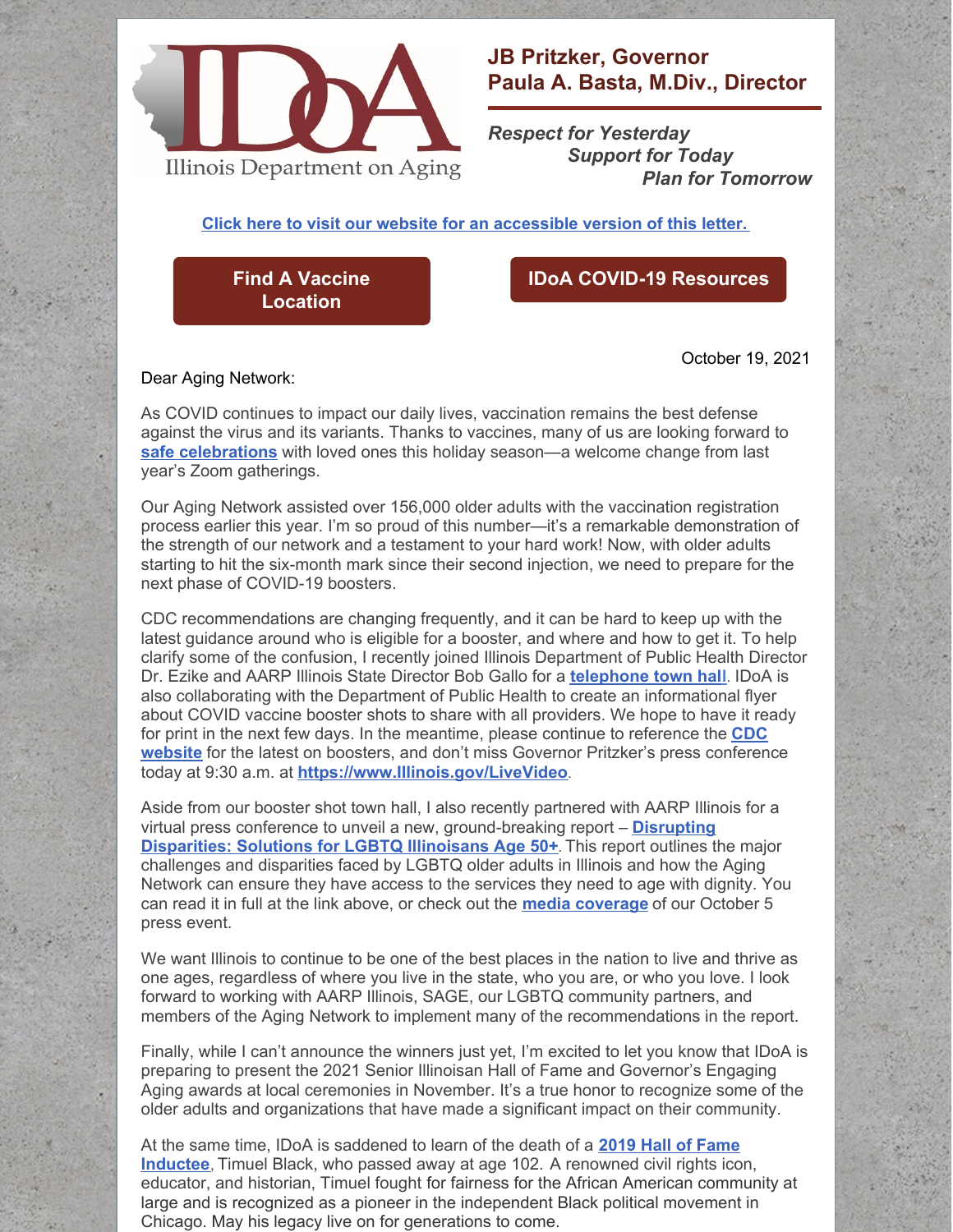Illinois Department on Aging

**JB Pritzker, Governor**
**Paula A. Basta, M.Div., Director**

***Respect for Yesterday***
***Support for Today***
***Plan for Tomorrow***

**Click here to visit our website for an accessible version of this letter.**

**Find A Vaccine Location**

**IDoA COVID-19 Resources**

October 19, 2021

Dear Aging Network:

As COVID continues to impact our daily lives, vaccination remains the best defense against the virus and its variants. Thanks to vaccines, many of us are looking forward to **safe celebrations** with loved ones this holiday season—a welcome change from last year's Zoom gatherings.

Our Aging Network assisted over 156,000 older adults with the vaccination registration process earlier this year. I'm so proud of this number—it's a remarkable demonstration of the strength of our network and a testament to your hard work! Now, with older adults starting to hit the six-month mark since their second injection, we need to prepare for the next phase of COVID-19 boosters.

CDC recommendations are changing frequently, and it can be hard to keep up with the latest guidance around who is eligible for a booster, and where and how to get it. To help clarify some of the confusion, I recently joined Illinois Department of Public Health Director Dr. Ezike and AARP Illinois State Director Bob Gallo for a **telephone town hall**. IDoA is also collaborating with the Department of Public Health to create an informational flyer about COVID vaccine booster shots to share with all providers. We hope to have it ready for print in the next few days. In the meantime, please continue to reference the **CDC website** for the latest on boosters, and don't miss Governor Pritzker's press conference today at 9:30 a.m. at **https://www.Illinois.gov/LiveVideo**.

Aside from our booster shot town hall, I also recently partnered with AARP Illinois for a virtual press conference to unveil a new, ground-breaking report – **Disrupting Disparities: Solutions for LGBTQ Illinoisans Age 50+**. This report outlines the major challenges and disparities faced by LGBTQ older adults in Illinois and how the Aging Network can ensure they have access to the services they need to age with dignity. You can read it in full at the link above, or check out the **media coverage** of our October 5 press event.

We want Illinois to continue to be one of the best places in the nation to live and thrive as one ages, regardless of where you live in the state, who you are, or who you love. I look forward to working with AARP Illinois, SAGE, our LGBTQ community partners, and members of the Aging Network to implement many of the recommendations in the report.

Finally, while I can't announce the winners just yet, I'm excited to let you know that IDoA is preparing to present the 2021 Senior Illinoisan Hall of Fame and Governor's Engaging Aging awards at local ceremonies in November. It's a true honor to recognize some of the older adults and organizations that have made a significant impact on their community.

At the same time, IDoA is saddened to learn of the death of a **2019 Hall of Fame Inductee**, Timuel Black, who passed away at age 102. A renowned civil rights icon, educator, and historian, Timuel fought for fairness for the African American community at large and is recognized as a pioneer in the independent Black political movement in Chicago. May his legacy live on for generations to come.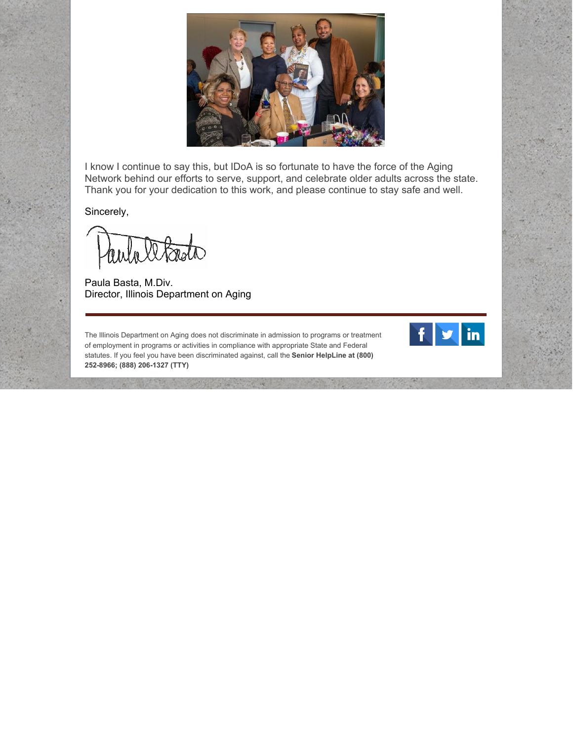I know I continue to say this, but IDoA is so fortunate to have the force of the Aging Network behind our efforts to serve, support, and celebrate older adults across the state. Thank you for your dedication to this work, and please continue to stay safe and well.

Sincerely,

Paula Basta, M.Div.
Director, Illinois Department on Aging

---

The Illinois Department on Aging does not discriminate in admission to programs or treatment of employment in programs or activities in compliance with appropriate State and Federal statutes. If you feel you have been discriminated against, call the **Senior HelpLine at (800) 252-8966; (888) 206-1327 (TTY)**